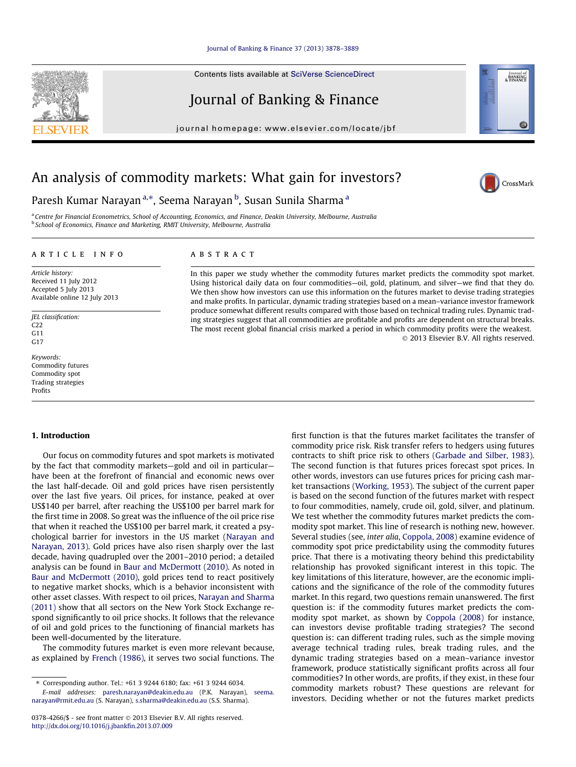# An analysis of commodity markets: What gain for investors?

Paresh Kumar Narayan [a,*], Seema Narayan [b], Susan Sunila Sharma [a]

[a] Centre for Financial Econometrics, School of Accounting, Economics, and Finance, Deakin University, Melbourne, Australia
[b] School of Economics, Finance and Marketing, RMIT University, Melbourne, Australia

## ARTICLE INFO

*Article history:*
Received 11 July 2012
Accepted 5 July 2013
Available online 12 July 2013

*JEL classification:*
C22
G11
G17

*Keywords:*
Commodity futures
Commodity spot
Trading strategies
Profits

## ABSTRACT

In this paper we study whether the commodity futures market predicts the commodity spot market. Using historical daily data on four commodities—oil, gold, platinum, and silver—we find that they do. We then show how investors can use this information on the futures market to devise trading strategies and make profits. In particular, dynamic trading strategies based on a mean–variance investor framework produce somewhat different results compared with those based on technical trading rules. Dynamic trading strategies suggest that all commodities are profitable and profits are dependent on structural breaks. The most recent global financial crisis marked a period in which commodity profits were the weakest.

© 2013 Elsevier B.V. All rights reserved.

## 1. Introduction

Our focus on commodity futures and spot markets is motivated by the fact that commodity markets—gold and oil in particular—have been at the forefront of financial and economic news over the last half-decade. Oil and gold prices have risen persistently over the last five years. Oil prices, for instance, peaked at over US$140 per barrel, after reaching the US$100 per barrel mark for the first time in 2008. So great was the influence of the oil price rise that when it reached the US$100 per barrel mark, it created a psychological barrier for investors in the US market (Narayan and Narayan, 2013). Gold prices have also risen sharply over the last decade, having quadrupled over the 2001–2010 period; a detailed analysis can be found in Baur and McDermott (2010). As noted in Baur and McDermott (2010), gold prices tend to react positively to negative market shocks, which is a behavior inconsistent with other asset classes. With respect to oil prices, Narayan and Sharma (2011) show that all sectors on the New York Stock Exchange respond significantly to oil price shocks. It follows that the relevance of oil and gold prices to the functioning of financial markets has been well-documented by the literature.

The commodity futures market is even more relevant because, as explained by French (1986), it serves two social functions. The first function is that the futures market facilitates the transfer of commodity price risk. Risk transfer refers to hedgers using futures contracts to shift price risk to others (Garbade and Silber, 1983). The second function is that futures prices forecast spot prices. In other words, investors can use futures prices for pricing cash market transactions (Working, 1953). The subject of the current paper is based on the second function of the futures market with respect to four commodities, namely, crude oil, gold, silver, and platinum. We test whether the commodity futures market predicts the commodity spot market. This line of research is nothing new, however. Several studies (see, *inter alia*, Coppola, 2008) examine evidence of commodity spot price predictability using the commodity futures price. That there is a motivating theory behind this predictability relationship has provoked significant interest in this topic. The key limitations of this literature, however, are the economic implications and the significance of the role of the commodity futures market. In this regard, two questions remain unanswered. The first question is: if the commodity futures market predicts the commodity spot market, as shown by Coppola (2008) for instance, can investors devise profitable trading strategies? The second question is: can different trading rules, such as the simple moving average technical trading rules, break trading rules, and the dynamic trading strategies based on a mean–variance investor framework, produce statistically significant profits across all four commodities? In other words, are profits, if they exist, in these four commodity markets robust? These questions are relevant for investors. Deciding whether or not the futures market predicts

* Corresponding author. Tel.: +61 3 9244 6180; fax: +61 3 9244 6034.
*E-mail addresses:* paresh.narayan@deakin.edu.au (P.K. Narayan), seema.narayan@rmit.edu.au (S. Narayan), s.sharma@deakin.edu.au (S.S. Sharma).

0378-4266/$ - see front matter © 2013 Elsevier B.V. All rights reserved.
http://dx.doi.org/10.1016/j.jbankfin.2013.07.009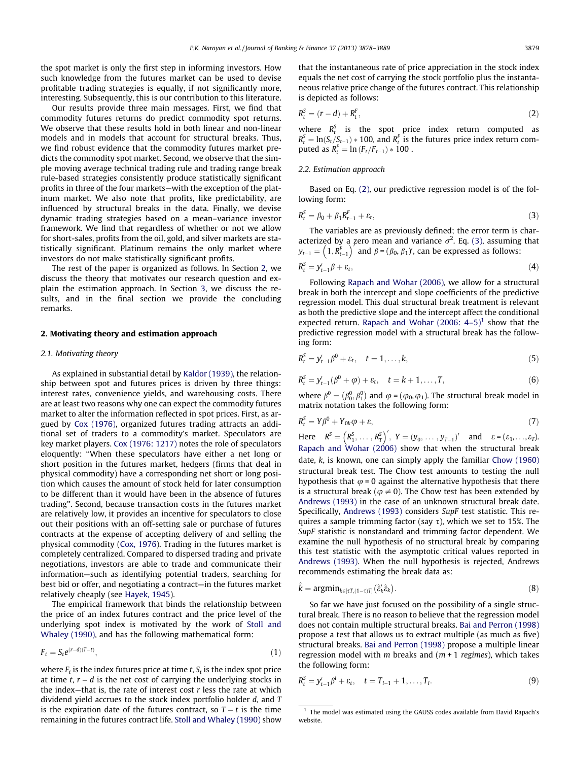the spot market is only the first step in informing investors. How such knowledge from the futures market can be used to devise profitable trading strategies is equally, if not significantly more, interesting. Subsequently, this is our contribution to this literature.

Our results provide three main messages. First, we find that commodity futures returns do predict commodity spot returns. We observe that these results hold in both linear and non-linear models and in models that account for structural breaks. Thus, we find robust evidence that the commodity futures market predicts the commodity spot market. Second, we observe that the simple moving average technical trading rule and trading range break rule-based strategies consistently produce statistically significant profits in three of the four markets—with the exception of the platinum market. We also note that profits, like predictability, are influenced by structural breaks in the data. Finally, we devise dynamic trading strategies based on a mean–variance investor framework. We find that regardless of whether or not we allow for short-sales, profits from the oil, gold, and silver markets are statistically significant. Platinum remains the only market where investors do not make statistically significant profits.

The rest of the paper is organized as follows. In Section 2, we discuss the theory that motivates our research question and explain the estimation approach. In Section 3, we discuss the results, and in the final section we provide the concluding remarks.

## 2. Motivating theory and estimation approach

### 2.1. Motivating theory

As explained in substantial detail by Kaldor (1939), the relationship between spot and futures prices is driven by three things: interest rates, convenience yields, and warehousing costs. There are at least two reasons why one can expect the commodity futures market to alter the information reflected in spot prices. First, as argued by Cox (1976), organized futures trading attracts an additional set of traders to a commodity's market. Speculators are key market players. Cox (1976: 1217) notes the role of speculators eloquently: "When these speculators have either a net long or short position in the futures market, hedgers (firms that deal in physical commodity) have a corresponding net short or long position which causes the amount of stock held for later consumption to be different than it would have been in the absence of futures trading". Second, because transaction costs in the futures market are relatively low, it provides an incentive for speculators to close out their positions with an off-setting sale or purchase of futures contracts at the expense of accepting delivery of and selling the physical commodity (Cox, 1976). Trading in the futures market is completely centralized. Compared to dispersed trading and private negotiations, investors are able to trade and communicate their information—such as identifying potential traders, searching for best bid or offer, and negotiating a contract—in the futures market relatively cheaply (see Hayek, 1945).

The empirical framework that binds the relationship between the price of an index futures contract and the price level of the underlying spot index is motivated by the work of Stoll and Whaley (1990), and has the following mathematical form:

$$F_t = S_t e^{(r-d)(T-t)}, \tag{1}$$

where $F_t$ is the index futures price at time $t$, $S_t$ is the index spot price at time $t$, $r-d$ is the net cost of carrying the underlying stocks in the index—that is, the rate of interest cost $r$ less the rate at which dividend yield accrues to the stock index portfolio holder $d$, and $T$ is the expiration date of the futures contract, so $T-t$ is the time remaining in the futures contract life. Stoll and Whaley (1990) show that the instantaneous rate of price appreciation in the stock index equals the net cost of carrying the stock portfolio plus the instantaneous relative price change of the futures contract. This relationship is depicted as follows:

$$R_t^S = (r-d) + R_t^F, \tag{2}$$

where $R_t^S$ is the spot price index return computed as $R_t^S = \ln(S_t/S_{t-1}) * 100$, and $R_t^F$ is the futures price index return computed as $R_t^F = \ln(F_t/F_{t-1}) * 100$ .

### 2.2. Estimation approach

Based on Eq. (2), our predictive regression model is of the following form:

$$R_t^S = \beta_0 + \beta_1 R_{t-1}^F + \varepsilon_t, \tag{3}$$

The variables are as previously defined; the error term is characterized by a zero mean and variance $\sigma^2$. Eq. (3), assuming that $y_{t-1} = \left(1, R_{t-1}^F\right)$ and $\beta = (\beta_0, \beta_1)'$, can be expressed as follows:

$$R_t^S = y_{t-1}'\beta + \varepsilon_t, \tag{4}$$

Following Rapach and Wohar (2006), we allow for a structural break in both the intercept and slope coefficients of the predictive regression model. This dual structural break treatment is relevant as both the predictive slope and the intercept affect the conditional expected return. Rapach and Wohar (2006: 4–5)[1] show that the predictive regression model with a structural break has the following form:

$$R_t^S = y_{t-1}'\beta^0 + \varepsilon_t, \quad t = 1, \ldots, k, \tag{5}$$

$$R_t^S = y_{t-1}'(\beta^0 + \varphi) + \varepsilon_t, \quad t = k+1, \ldots, T, \tag{6}$$

where $\beta^0 = (\beta_0^0, \beta_1^0)$ and $\varphi = (\varphi_0, \varphi_1)$. The structural break model in matrix notation takes the following form:

$$R_t^S = Y\beta^0 + Y_{0k}\varphi + \varepsilon, \tag{7}$$

Here $R^S = \left(R_1^S, \ldots, R_T^S\right)'$, $Y = (y_0, \ldots, y_{T-1})'$ and $\varepsilon = (\varepsilon_1, \ldots, \varepsilon_T)$. Rapach and Wohar (2006) show that when the structural break date, $k$, is known, one can simply apply the familiar Chow (1960) structural break test. The Chow test amounts to testing the null hypothesis that $\varphi = 0$ against the alternative hypothesis that there is a structural break ($\varphi \neq 0$). The Chow test has been extended by Andrews (1993) in the case of an unknown structural break date. Specifically, Andrews (1993) considers *SupF* test statistic. This requires a sample trimming factor (say $\tau$), which we set to 15%. The *SupF* statistic is nonstandard and trimming factor dependent. We examine the null hypothesis of no structural break by comparing this test statistic with the asymptotic critical values reported in Andrews (1993). When the null hypothesis is rejected, Andrews recommends estimating the break data as:

$$\hat{k} = \text{argmin}_{k \in [\tau T, (1-\tau)T]} \left(\hat{\varepsilon}_k' \hat{\varepsilon}_k\right). \tag{8}$$

So far we have just focused on the possibility of a single structural break. There is no reason to believe that the regression model does not contain multiple structural breaks. Bai and Perron (1998) propose a test that allows us to extract multiple (as much as five) structural breaks. Bai and Perron (1998) propose a multiple linear regression model with $m$ breaks and ($m+1$ *regimes*), which takes the following form:

$$R_t^S = y_{t-1}'\beta^l + \varepsilon_t, \quad t = T_{l-1} + 1, \ldots, T_l. \tag{9}$$

[1] The model was estimated using the GAUSS codes available from David Rapach's website.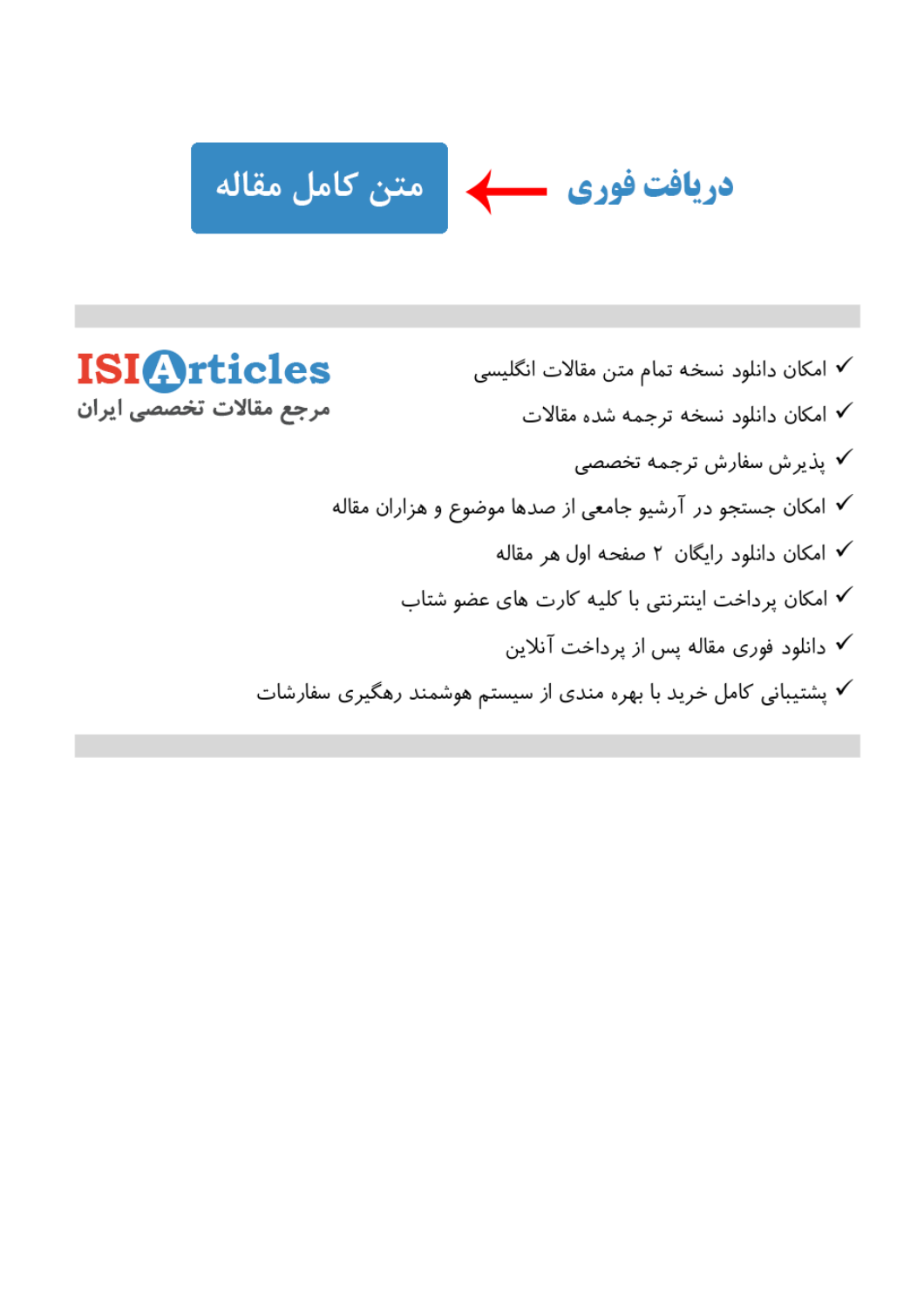دریافت فوری ← متن کامل مقاله

**ISIArticles**
مرجع مقالات تخصصی ایران

- ✓ امکان دانلود نسخه تمام متن مقالات انگلیسی
- ✓ امکان دانلود نسخه ترجمه شده مقالات
- ✓ پذیرش سفارش ترجمه تخصصی
- ✓ امکان جستجو در آرشیو جامعی از صدها موضوع و هزاران مقاله
- ✓ امکان دانلود رایگان ۲ صفحه اول هر مقاله
- ✓ امکان پرداخت اینترنتی با کلیه کارت های عضو شتاب
- ✓ دانلود فوری مقاله پس از پرداخت آنلاین
- ✓ پشتیبانی کامل خرید با بهره مندی از سیستم هوشمند رهگیری سفارشات